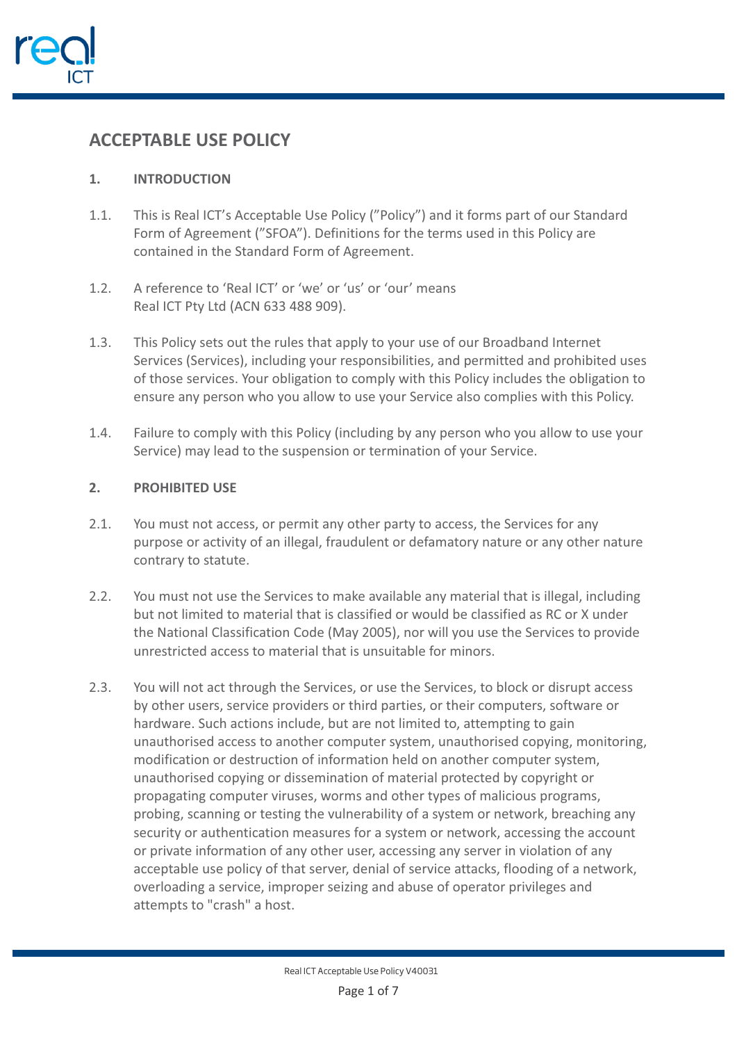# ACCEPTABLE USE POLICY

## 1. INTRODUCTION

1.1. This is Real ICT's Acceptable Use Policy ("Policy") and it forms part of our Standard Form of Agreement ("SFOA"). Definitions for the terms used in this Policy are contained in the Standard Form of Agreement.

1.2. A reference to 'Real ICT' or 'we' or 'us' or 'our' means Real ICT Pty Ltd (ACN 633 488 909).

1.3. This Policy sets out the rules that apply to your use of our Broadband Internet Services (Services), including your responsibilities, and permitted and prohibited uses of those services. Your obligation to comply with this Policy includes the obligation to ensure any person who you allow to use your Service also complies with this Policy.

1.4. Failure to comply with this Policy (including by any person who you allow to use your Service) may lead to the suspension or termination of your Service.

## 2. PROHIBITED USE

2.1. You must not access, or permit any other party to access, the Services for any purpose or activity of an illegal, fraudulent or defamatory nature or any other nature contrary to statute.

2.2. You must not use the Services to make available any material that is illegal, including but not limited to material that is classified or would be classified as RC or X under the National Classification Code (May 2005), nor will you use the Services to provide unrestricted access to material that is unsuitable for minors.

2.3. You will not act through the Services, or use the Services, to block or disrupt access by other users, service providers or third parties, or their computers, software or hardware. Such actions include, but are not limited to, attempting to gain unauthorised access to another computer system, unauthorised copying, monitoring, modification or destruction of information held on another computer system, unauthorised copying or dissemination of material protected by copyright or propagating computer viruses, worms and other types of malicious programs, probing, scanning or testing the vulnerability of a system or network, breaching any security or authentication measures for a system or network, accessing the account or private information of any other user, accessing any server in violation of any acceptable use policy of that server, denial of service attacks, flooding of a network, overloading a service, improper seizing and abuse of operator privileges and attempts to "crash" a host.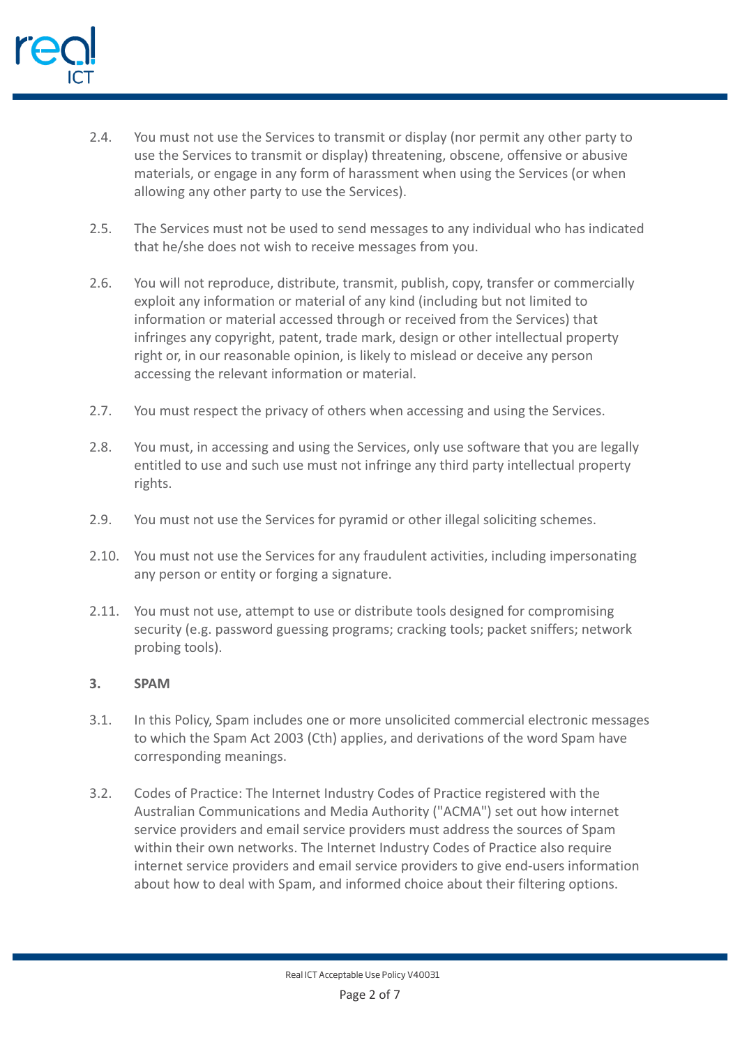2.4. You must not use the Services to transmit or display (nor permit any other party to use the Services to transmit or display) threatening, obscene, offensive or abusive materials, or engage in any form of harassment when using the Services (or when allowing any other party to use the Services).

2.5. The Services must not be used to send messages to any individual who has indicated that he/she does not wish to receive messages from you.

2.6. You will not reproduce, distribute, transmit, publish, copy, transfer or commercially exploit any information or material of any kind (including but not limited to information or material accessed through or received from the Services) that infringes any copyright, patent, trade mark, design or other intellectual property right or, in our reasonable opinion, is likely to mislead or deceive any person accessing the relevant information or material.

2.7. You must respect the privacy of others when accessing and using the Services.

2.8. You must, in accessing and using the Services, only use software that you are legally entitled to use and such use must not infringe any third party intellectual property rights.

2.9. You must not use the Services for pyramid or other illegal soliciting schemes.

2.10. You must not use the Services for any fraudulent activities, including impersonating any person or entity or forging a signature.

2.11. You must not use, attempt to use or distribute tools designed for compromising security (e.g. password guessing programs; cracking tools; packet sniffers; network probing tools).

## 3. SPAM

3.1. In this Policy, Spam includes one or more unsolicited commercial electronic messages to which the Spam Act 2003 (Cth) applies, and derivations of the word Spam have corresponding meanings.

3.2. Codes of Practice: The Internet Industry Codes of Practice registered with the Australian Communications and Media Authority ("ACMA") set out how internet service providers and email service providers must address the sources of Spam within their own networks. The Internet Industry Codes of Practice also require internet service providers and email service providers to give end-users information about how to deal with Spam, and informed choice about their filtering options.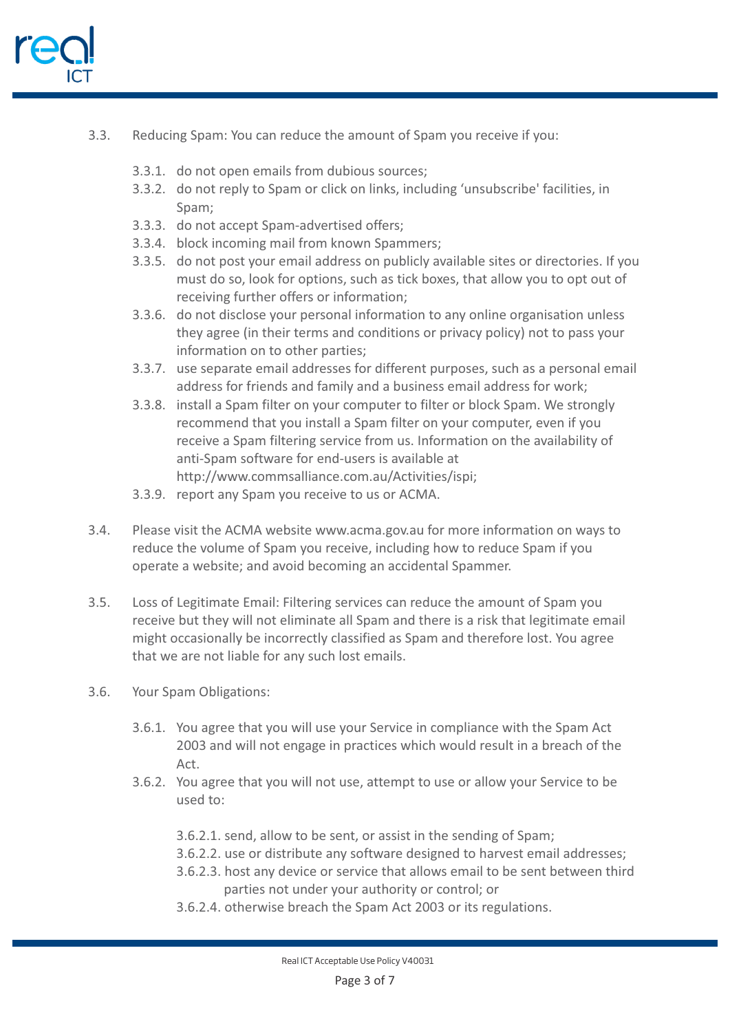3.3. Reducing Spam: You can reduce the amount of Spam you receive if you:

- 3.3.1. do not open emails from dubious sources;
- 3.3.2. do not reply to Spam or click on links, including 'unsubscribe' facilities, in Spam;
- 3.3.3. do not accept Spam-advertised offers;
- 3.3.4. block incoming mail from known Spammers;
- 3.3.5. do not post your email address on publicly available sites or directories. If you must do so, look for options, such as tick boxes, that allow you to opt out of receiving further offers or information;
- 3.3.6. do not disclose your personal information to any online organisation unless they agree (in their terms and conditions or privacy policy) not to pass your information on to other parties;
- 3.3.7. use separate email addresses for different purposes, such as a personal email address for friends and family and a business email address for work;
- 3.3.8. install a Spam filter on your computer to filter or block Spam. We strongly recommend that you install a Spam filter on your computer, even if you receive a Spam filtering service from us. Information on the availability of anti-Spam software for end-users is available at http://www.commsalliance.com.au/Activities/ispi;
- 3.3.9. report any Spam you receive to us or ACMA.

3.4. Please visit the ACMA website www.acma.gov.au for more information on ways to reduce the volume of Spam you receive, including how to reduce Spam if you operate a website; and avoid becoming an accidental Spammer.

3.5. Loss of Legitimate Email: Filtering services can reduce the amount of Spam you receive but they will not eliminate all Spam and there is a risk that legitimate email might occasionally be incorrectly classified as Spam and therefore lost. You agree that we are not liable for any such lost emails.

3.6. Your Spam Obligations:

- 3.6.1. You agree that you will use your Service in compliance with the Spam Act 2003 and will not engage in practices which would result in a breach of the Act.
- 3.6.2. You agree that you will not use, attempt to use or allow your Service to be used to:
  - 3.6.2.1. send, allow to be sent, or assist in the sending of Spam;
  - 3.6.2.2. use or distribute any software designed to harvest email addresses;
  - 3.6.2.3. host any device or service that allows email to be sent between third parties not under your authority or control; or
  - 3.6.2.4. otherwise breach the Spam Act 2003 or its regulations.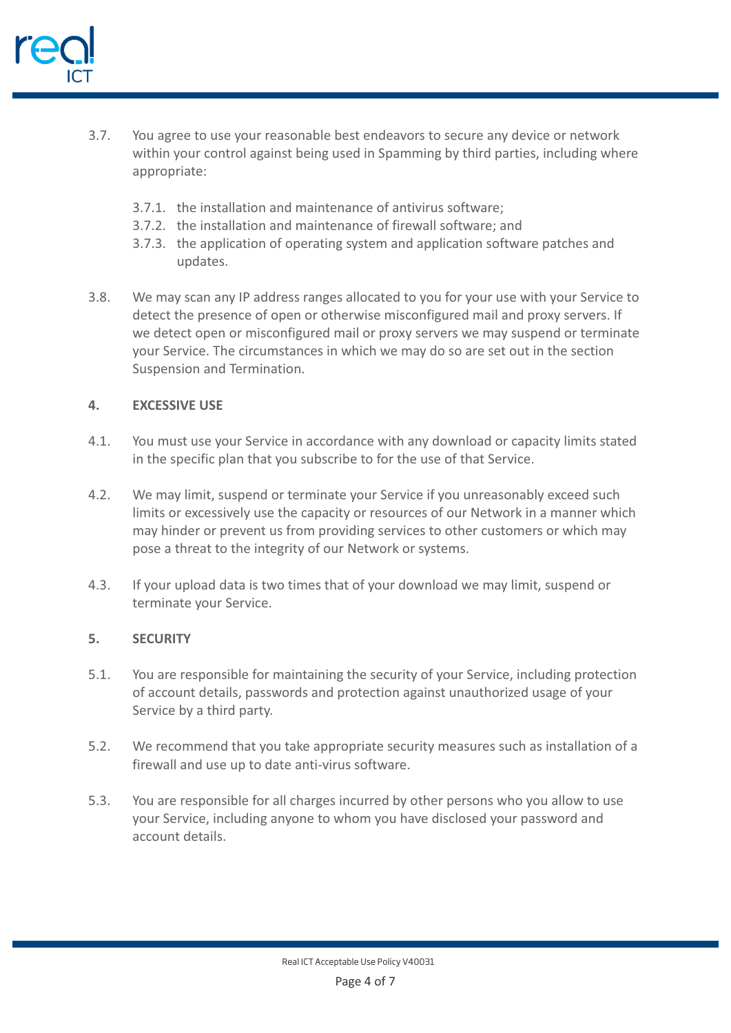3.7. You agree to use your reasonable best endeavors to secure any device or network within your control against being used in Spamming by third parties, including where appropriate:

  3.7.1. the installation and maintenance of antivirus software;
  3.7.2. the installation and maintenance of firewall software; and
  3.7.3. the application of operating system and application software patches and updates.

3.8. We may scan any IP address ranges allocated to you for your use with your Service to detect the presence of open or otherwise misconfigured mail and proxy servers. If we detect open or misconfigured mail or proxy servers we may suspend or terminate your Service. The circumstances in which we may do so are set out in the section Suspension and Termination.

## 4. EXCESSIVE USE

4.1. You must use your Service in accordance with any download or capacity limits stated in the specific plan that you subscribe to for the use of that Service.

4.2. We may limit, suspend or terminate your Service if you unreasonably exceed such limits or excessively use the capacity or resources of our Network in a manner which may hinder or prevent us from providing services to other customers or which may pose a threat to the integrity of our Network or systems.

4.3. If your upload data is two times that of your download we may limit, suspend or terminate your Service.

## 5. SECURITY

5.1. You are responsible for maintaining the security of your Service, including protection of account details, passwords and protection against unauthorized usage of your Service by a third party.

5.2. We recommend that you take appropriate security measures such as installation of a firewall and use up to date anti-virus software.

5.3. You are responsible for all charges incurred by other persons who you allow to use your Service, including anyone to whom you have disclosed your password and account details.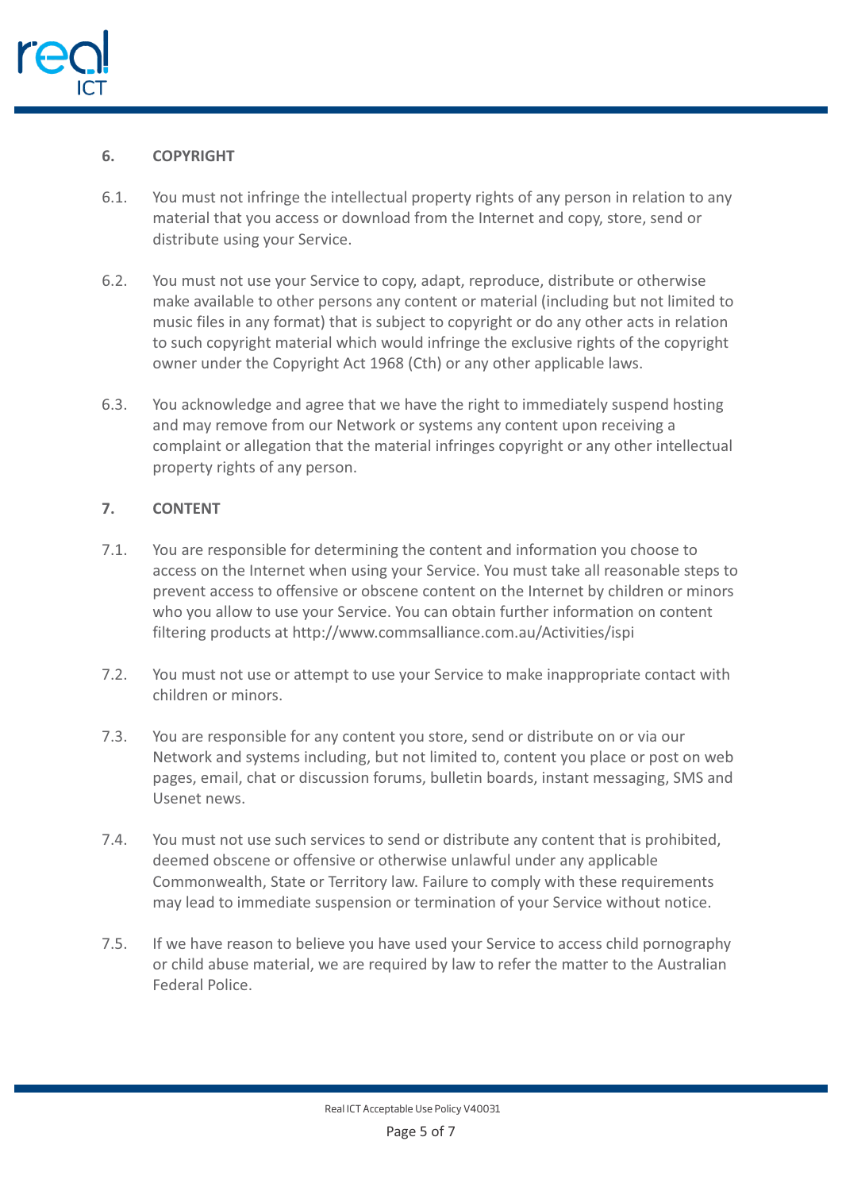## 6. COPYRIGHT

6.1. You must not infringe the intellectual property rights of any person in relation to any material that you access or download from the Internet and copy, store, send or distribute using your Service.

6.2. You must not use your Service to copy, adapt, reproduce, distribute or otherwise make available to other persons any content or material (including but not limited to music files in any format) that is subject to copyright or do any other acts in relation to such copyright material which would infringe the exclusive rights of the copyright owner under the Copyright Act 1968 (Cth) or any other applicable laws.

6.3. You acknowledge and agree that we have the right to immediately suspend hosting and may remove from our Network or systems any content upon receiving a complaint or allegation that the material infringes copyright or any other intellectual property rights of any person.

## 7. CONTENT

7.1. You are responsible for determining the content and information you choose to access on the Internet when using your Service. You must take all reasonable steps to prevent access to offensive or obscene content on the Internet by children or minors who you allow to use your Service. You can obtain further information on content filtering products at http://www.commsalliance.com.au/Activities/ispi

7.2. You must not use or attempt to use your Service to make inappropriate contact with children or minors.

7.3. You are responsible for any content you store, send or distribute on or via our Network and systems including, but not limited to, content you place or post on web pages, email, chat or discussion forums, bulletin boards, instant messaging, SMS and Usenet news.

7.4. You must not use such services to send or distribute any content that is prohibited, deemed obscene or offensive or otherwise unlawful under any applicable Commonwealth, State or Territory law. Failure to comply with these requirements may lead to immediate suspension or termination of your Service without notice.

7.5. If we have reason to believe you have used your Service to access child pornography or child abuse material, we are required by law to refer the matter to the Australian Federal Police.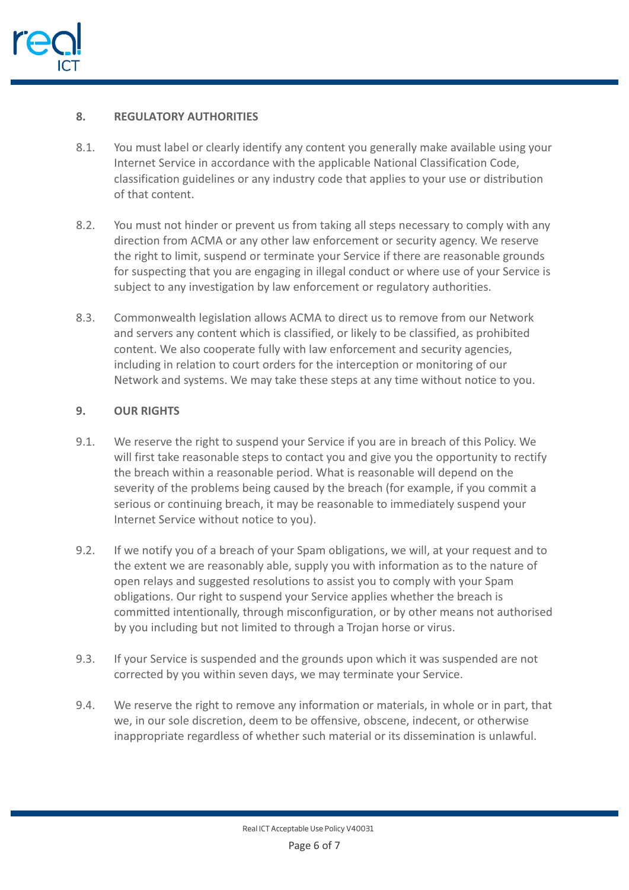## 8. REGULATORY AUTHORITIES

8.1. You must label or clearly identify any content you generally make available using your Internet Service in accordance with the applicable National Classification Code, classification guidelines or any industry code that applies to your use or distribution of that content.

8.2. You must not hinder or prevent us from taking all steps necessary to comply with any direction from ACMA or any other law enforcement or security agency. We reserve the right to limit, suspend or terminate your Service if there are reasonable grounds for suspecting that you are engaging in illegal conduct or where use of your Service is subject to any investigation by law enforcement or regulatory authorities.

8.3. Commonwealth legislation allows ACMA to direct us to remove from our Network and servers any content which is classified, or likely to be classified, as prohibited content. We also cooperate fully with law enforcement and security agencies, including in relation to court orders for the interception or monitoring of our Network and systems. We may take these steps at any time without notice to you.

## 9. OUR RIGHTS

9.1. We reserve the right to suspend your Service if you are in breach of this Policy. We will first take reasonable steps to contact you and give you the opportunity to rectify the breach within a reasonable period. What is reasonable will depend on the severity of the problems being caused by the breach (for example, if you commit a serious or continuing breach, it may be reasonable to immediately suspend your Internet Service without notice to you).

9.2. If we notify you of a breach of your Spam obligations, we will, at your request and to the extent we are reasonably able, supply you with information as to the nature of open relays and suggested resolutions to assist you to comply with your Spam obligations. Our right to suspend your Service applies whether the breach is committed intentionally, through misconfiguration, or by other means not authorised by you including but not limited to through a Trojan horse or virus.

9.3. If your Service is suspended and the grounds upon which it was suspended are not corrected by you within seven days, we may terminate your Service.

9.4. We reserve the right to remove any information or materials, in whole or in part, that we, in our sole discretion, deem to be offensive, obscene, indecent, or otherwise inappropriate regardless of whether such material or its dissemination is unlawful.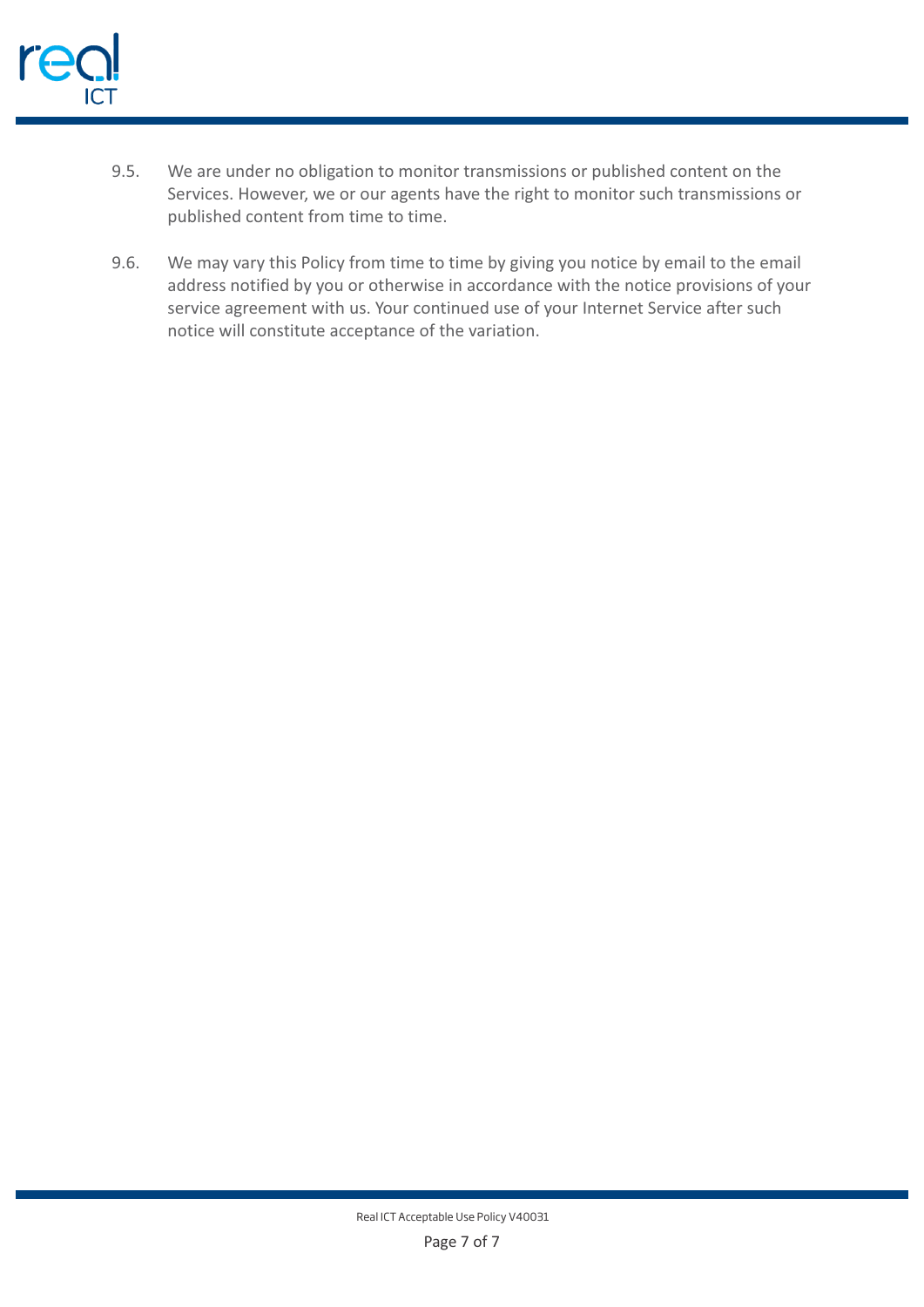9.5. We are under no obligation to monitor transmissions or published content on the Services. However, we or our agents have the right to monitor such transmissions or published content from time to time.

9.6. We may vary this Policy from time to time by giving you notice by email to the email address notified by you or otherwise in accordance with the notice provisions of your service agreement with us. Your continued use of your Internet Service after such notice will constitute acceptance of the variation.